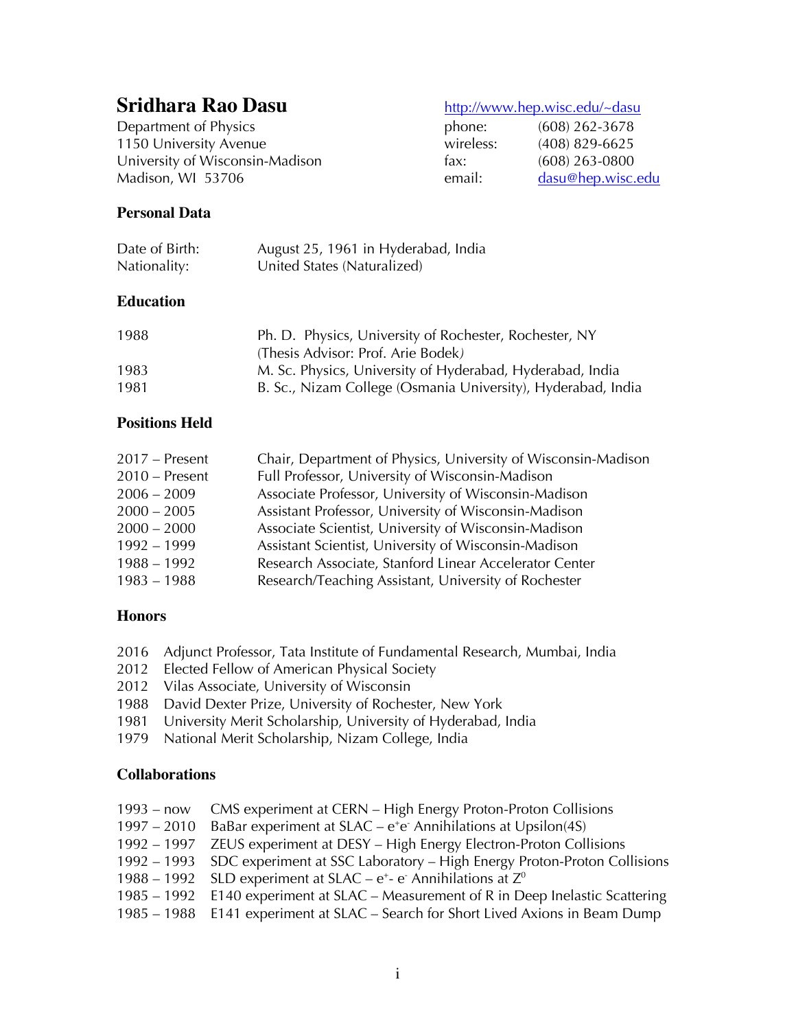# Sridhara Rao Dasu

Department of Physics
1150 University Avenue
University of Wisconsin-Madison
Madison, WI 53706

http://www.hep.wisc.edu/~dasu

| | |
|---|---|
| phone: | (608) 262-3678 |
| wireless: | (408) 829-6625 |
| fax: | (608) 263-0800 |
| email: | dasu@hep.wisc.edu |

## Personal Data

| | |
|---|---|
| Date of Birth: | August 25, 1961 in Hyderabad, India |
| Nationality: | United States (Naturalized) |

## Education

| | |
|---|---|
| 1988 | Ph. D. Physics, University of Rochester, Rochester, NY (Thesis Advisor: Prof. Arie Bodek) |
| 1983 | M. Sc. Physics, University of Hyderabad, Hyderabad, India |
| 1981 | B. Sc., Nizam College (Osmania University), Hyderabad, India |

## Positions Held

| | |
|---|---|
| 2017 – Present | Chair, Department of Physics, University of Wisconsin-Madison |
| 2010 – Present | Full Professor, University of Wisconsin-Madison |
| 2006 – 2009 | Associate Professor, University of Wisconsin-Madison |
| 2000 – 2005 | Assistant Professor, University of Wisconsin-Madison |
| 2000 – 2000 | Associate Scientist, University of Wisconsin-Madison |
| 1992 – 1999 | Assistant Scientist, University of Wisconsin-Madison |
| 1988 – 1992 | Research Associate, Stanford Linear Accelerator Center |
| 1983 – 1988 | Research/Teaching Assistant, University of Rochester |

## Honors

| | |
|---|---|
| 2016 | Adjunct Professor, Tata Institute of Fundamental Research, Mumbai, India |
| 2012 | Elected Fellow of American Physical Society |
| 2012 | Vilas Associate, University of Wisconsin |
| 1988 | David Dexter Prize, University of Rochester, New York |
| 1981 | University Merit Scholarship, University of Hyderabad, India |
| 1979 | National Merit Scholarship, Nizam College, India |

## Collaborations

| | |
|---|---|
| 1993 – now | CMS experiment at CERN – High Energy Proton-Proton Collisions |
| 1997 – 2010 | BaBar experiment at SLAC – $e^+e^-$ Annihilations at Upsilon(4S) |
| 1992 – 1997 | ZEUS experiment at DESY – High Energy Electron-Proton Collisions |
| 1992 – 1993 | SDC experiment at SSC Laboratory – High Energy Proton-Proton Collisions |
| 1988 – 1992 | SLD experiment at SLAC – $e^+$- $e^-$ Annihilations at $Z^0$ |
| 1985 – 1992 | E140 experiment at SLAC – Measurement of R in Deep Inelastic Scattering |
| 1985 – 1988 | E141 experiment at SLAC – Search for Short Lived Axions in Beam Dump |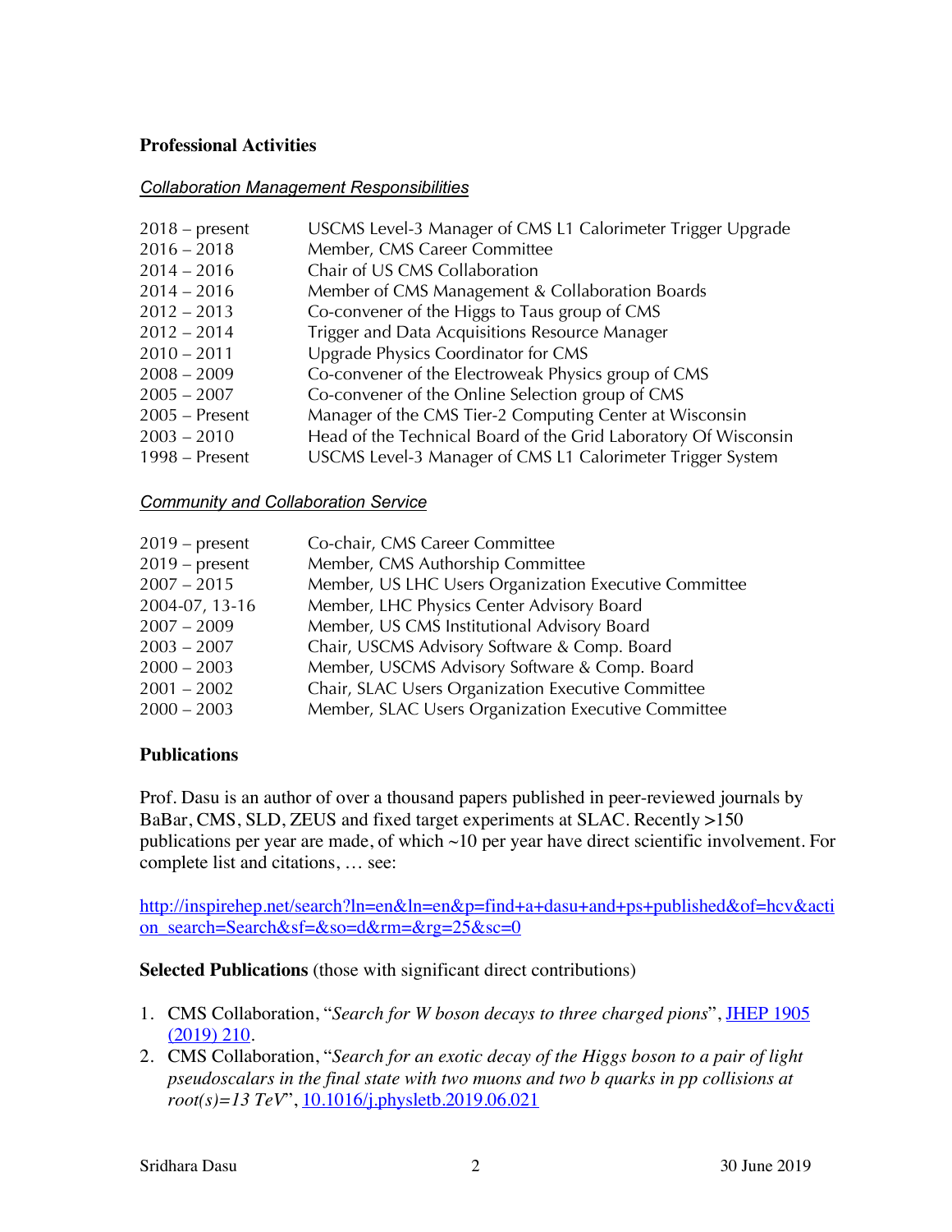## Professional Activities

### *Collaboration Management Responsibilities*

| | |
|---|---|
| 2018 – present | USCMS Level-3 Manager of CMS L1 Calorimeter Trigger Upgrade |
| 2016 – 2018 | Member, CMS Career Committee |
| 2014 – 2016 | Chair of US CMS Collaboration |
| 2014 – 2016 | Member of CMS Management & Collaboration Boards |
| 2012 – 2013 | Co-convener of the Higgs to Taus group of CMS |
| 2012 – 2014 | Trigger and Data Acquisitions Resource Manager |
| 2010 – 2011 | Upgrade Physics Coordinator for CMS |
| 2008 – 2009 | Co-convener of the Electroweak Physics group of CMS |
| 2005 – 2007 | Co-convener of the Online Selection group of CMS |
| 2005 – Present | Manager of the CMS Tier-2 Computing Center at Wisconsin |
| 2003 – 2010 | Head of the Technical Board of the Grid Laboratory Of Wisconsin |
| 1998 – Present | USCMS Level-3 Manager of CMS L1 Calorimeter Trigger System |

### *Community and Collaboration Service*

| | |
|---|---|
| 2019 – present | Co-chair, CMS Career Committee |
| 2019 – present | Member, CMS Authorship Committee |
| 2007 – 2015 | Member, US LHC Users Organization Executive Committee |
| 2004-07, 13-16 | Member, LHC Physics Center Advisory Board |
| 2007 – 2009 | Member, US CMS Institutional Advisory Board |
| 2003 – 2007 | Chair, USCMS Advisory Software & Comp. Board |
| 2000 – 2003 | Member, USCMS Advisory Software & Comp. Board |
| 2001 – 2002 | Chair, SLAC Users Organization Executive Committee |
| 2000 – 2003 | Member, SLAC Users Organization Executive Committee |

## Publications

Prof. Dasu is an author of over a thousand papers published in peer-reviewed journals by BaBar, CMS, SLD, ZEUS and fixed target experiments at SLAC. Recently >150 publications per year are made, of which ~10 per year have direct scientific involvement. For complete list and citations, … see:

http://inspirehep.net/search?ln=en&ln=en&p=find+a+dasu+and+ps+published&of=hcv&action_search=Search&sf=&so=d&rm=&rg=25&sc=0

**Selected Publications** (those with significant direct contributions)

1. CMS Collaboration, "*Search for W boson decays to three charged pions*", JHEP 1905 (2019) 210.
2. CMS Collaboration, "*Search for an exotic decay of the Higgs boson to a pair of light pseudoscalars in the final state with two muons and two b quarks in pp collisions at root(s)=13 TeV*", 10.1016/j.physletb.2019.06.021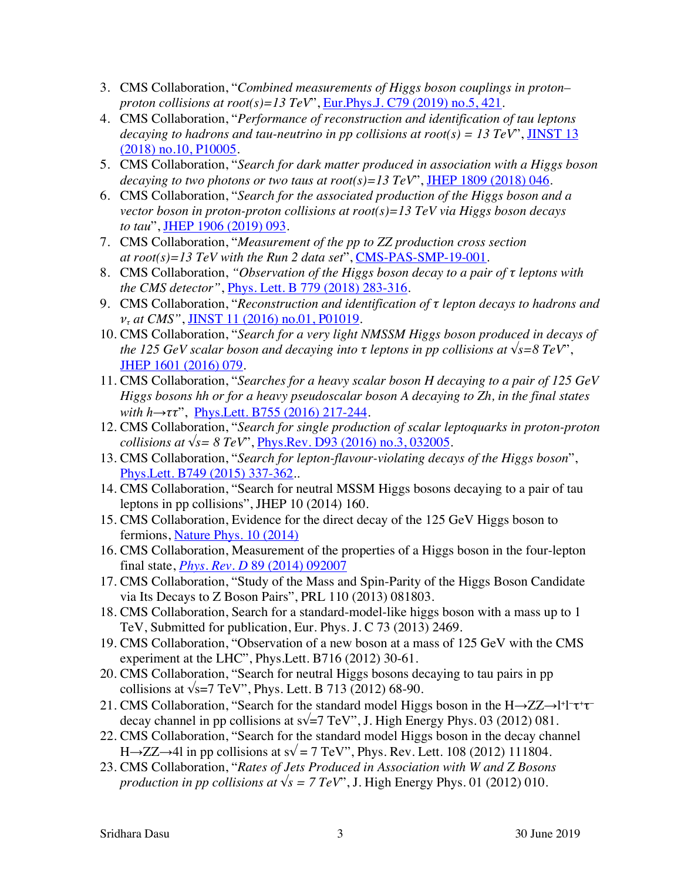3. CMS Collaboration, "*Combined measurements of Higgs boson couplings in proton–proton collisions at root(s)=13 TeV*", Eur.Phys.J. C79 (2019) no.5, 421.
4. CMS Collaboration, "*Performance of reconstruction and identification of tau leptons decaying to hadrons and tau-neutrino in pp collisions at root(s) = 13 TeV*", JINST 13 (2018) no.10, P10005.
5. CMS Collaboration, "*Search for dark matter produced in association with a Higgs boson decaying to two photons or two taus at root(s)=13 TeV*", JHEP 1809 (2018) 046.
6. CMS Collaboration, "*Search for the associated production of the Higgs boson and a vector boson in proton-proton collisions at root(s)=13 TeV via Higgs boson decays to tau*", JHEP 1906 (2019) 093.
7. CMS Collaboration, "*Measurement of the pp to ZZ production cross section at root(s)=13 TeV with the Run 2 data set*", CMS-PAS-SMP-19-001.
8. CMS Collaboration, *"Observation of the Higgs boson decay to a pair of $\tau$ leptons with the CMS detector"*, Phys. Lett. B 779 (2018) 283-316.
9. CMS Collaboration, "*Reconstruction and identification of $\tau$ lepton decays to hadrons and $\nu_\tau$ at CMS"*, JINST 11 (2016) no.01, P01019.
10. CMS Collaboration, "*Search for a very light NMSSM Higgs boson produced in decays of the 125 GeV scalar boson and decaying into $\tau$ leptons in pp collisions at $\sqrt{s}$=8 TeV*", JHEP 1601 (2016) 079.
11. CMS Collaboration, "*Searches for a heavy scalar boson H decaying to a pair of 125 GeV Higgs bosons hh or for a heavy pseudoscalar boson A decaying to Zh, in the final states with $h\rightarrow\tau\tau$*", Phys.Lett. B755 (2016) 217-244.
12. CMS Collaboration, "*Search for single production of scalar leptoquarks in proton-proton collisions at $\sqrt{s}$= 8 TeV*", Phys.Rev. D93 (2016) no.3, 032005.
13. CMS Collaboration, "*Search for lepton-flavour-violating decays of the Higgs boson*", Phys.Lett. B749 (2015) 337-362..
14. CMS Collaboration, "Search for neutral MSSM Higgs bosons decaying to a pair of tau leptons in pp collisions", JHEP 10 (2014) 160.
15. CMS Collaboration, Evidence for the direct decay of the 125 GeV Higgs boson to fermions, Nature Phys. 10 (2014)
16. CMS Collaboration, Measurement of the properties of a Higgs boson in the four-lepton final state, *Phys. Rev. D* 89 (2014) 092007
17. CMS Collaboration, "Study of the Mass and Spin-Parity of the Higgs Boson Candidate via Its Decays to Z Boson Pairs", PRL 110 (2013) 081803.
18. CMS Collaboration, Search for a standard-model-like higgs boson with a mass up to 1 TeV, Submitted for publication, Eur. Phys. J. C 73 (2013) 2469.
19. CMS Collaboration, "Observation of a new boson at a mass of 125 GeV with the CMS experiment at the LHC", Phys.Lett. B716 (2012) 30-61.
20. CMS Collaboration, "Search for neutral Higgs bosons decaying to tau pairs in pp collisions at $\sqrt{s}$=7 TeV", Phys. Lett. B 713 (2012) 68-90.
21. CMS Collaboration, "Search for the standard model Higgs boson in the $H\rightarrow ZZ\rightarrow l^+l^-\tau^+\tau^-$ decay channel in pp collisions at s√=7 TeV", J. High Energy Phys. 03 (2012) 081.
22. CMS Collaboration, "Search for the standard model Higgs boson in the decay channel $H\rightarrow ZZ\rightarrow 4l$ in pp collisions at s√ = 7 TeV", Phys. Rev. Lett. 108 (2012) 111804.
23. CMS Collaboration, "*Rates of Jets Produced in Association with W and Z Bosons production in pp collisions at $\sqrt{s}$ = 7 TeV*", J. High Energy Phys. 01 (2012) 010.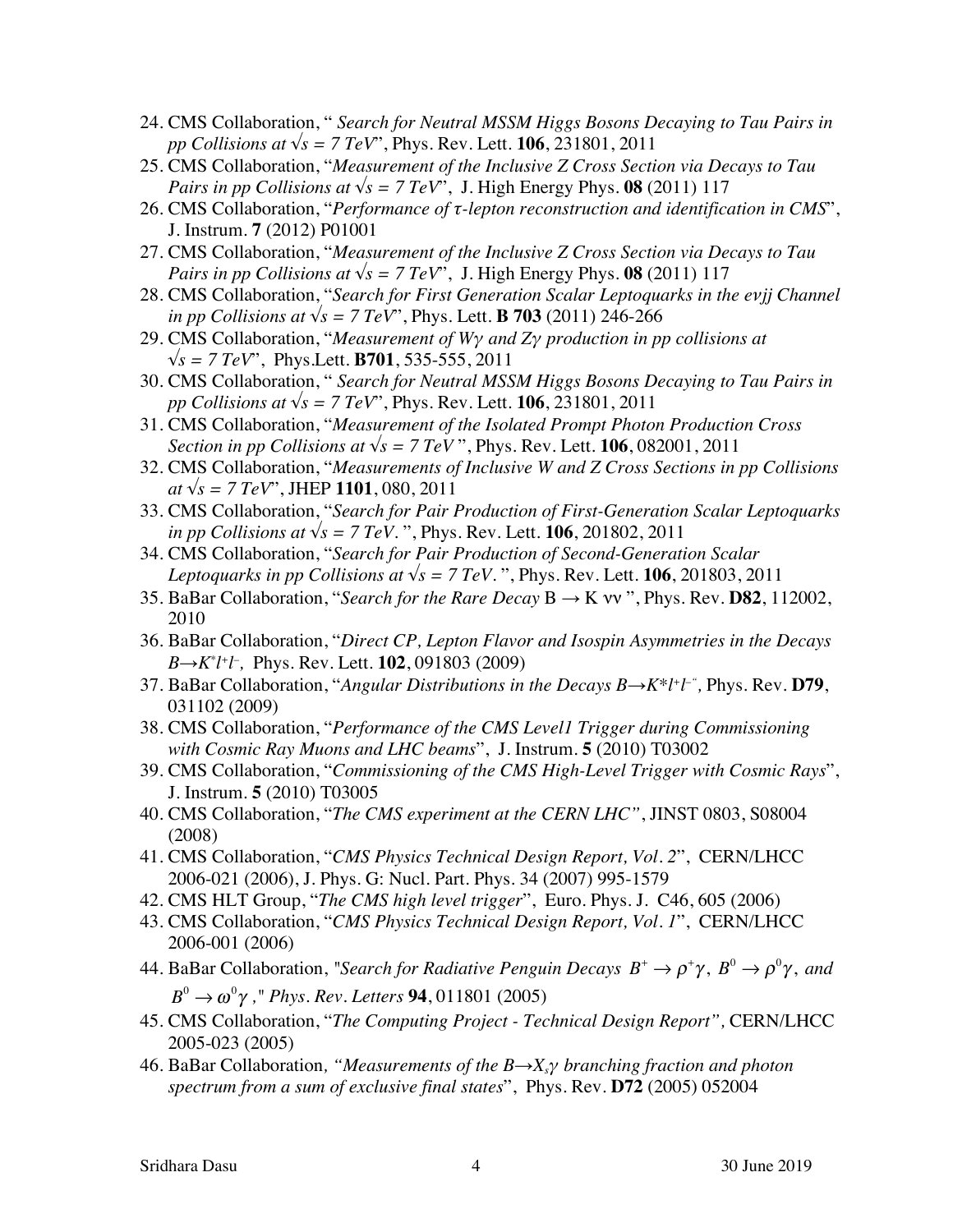24. CMS Collaboration, " *Search for Neutral MSSM Higgs Bosons Decaying to Tau Pairs in pp Collisions at $\sqrt{s}$ = 7 TeV*", Phys. Rev. Lett. **106**, 231801, 2011
25. CMS Collaboration, "*Measurement of the Inclusive Z Cross Section via Decays to Tau Pairs in pp Collisions at $\sqrt{s}$ = 7 TeV*", J. High Energy Phys. **08** (2011) 117
26. CMS Collaboration, "*Performance of τ-lepton reconstruction and identification in CMS*", J. Instrum. **7** (2012) P01001
27. CMS Collaboration, "*Measurement of the Inclusive Z Cross Section via Decays to Tau Pairs in pp Collisions at $\sqrt{s}$ = 7 TeV*", J. High Energy Phys. **08** (2011) 117
28. CMS Collaboration, "*Search for First Generation Scalar Leptoquarks in the eνjj Channel in pp Collisions at $\sqrt{s}$ = 7 TeV*", Phys. Lett. **B 703** (2011) 246-266
29. CMS Collaboration, "*Measurement of Wγ and Zγ production in pp collisions at $\sqrt{s}$ = 7 TeV*", Phys.Lett. **B701**, 535-555, 2011
30. CMS Collaboration, " *Search for Neutral MSSM Higgs Bosons Decaying to Tau Pairs in pp Collisions at $\sqrt{s}$ = 7 TeV*", Phys. Rev. Lett. **106**, 231801, 2011
31. CMS Collaboration, "*Measurement of the Isolated Prompt Photon Production Cross Section in pp Collisions at $\sqrt{s}$ = 7 TeV* ", Phys. Rev. Lett. **106**, 082001, 2011
32. CMS Collaboration, "*Measurements of Inclusive W and Z Cross Sections in pp Collisions at $\sqrt{s}$ = 7 TeV*", JHEP **1101**, 080, 2011
33. CMS Collaboration, "*Search for Pair Production of First-Generation Scalar Leptoquarks in pp Collisions at $\sqrt{s}$ = 7 TeV.* ", Phys. Rev. Lett. **106**, 201802, 2011
34. CMS Collaboration, "*Search for Pair Production of Second-Generation Scalar Leptoquarks in pp Collisions at $\sqrt{s}$ = 7 TeV.* ", Phys. Rev. Lett. **106**, 201803, 2011
35. BaBar Collaboration, "*Search for the Rare Decay* B → K νν ", Phys. Rev. **D82**, 112002, 2010
36. BaBar Collaboration, "*Direct CP, Lepton Flavor and Isospin Asymmetries in the Decays $B \rightarrow K^{*} l^{+} l^{-}$,* Phys. Rev. Lett. **102**, 091803 (2009)
37. BaBar Collaboration, "*Angular Distributions in the Decays $B \rightarrow K^{*} l^{+} l^{-}$",* Phys. Rev. **D79**, 031102 (2009)
38. CMS Collaboration, "*Performance of the CMS Level1 Trigger during Commissioning with Cosmic Ray Muons and LHC beams*", J. Instrum. **5** (2010) T03002
39. CMS Collaboration, "*Commissioning of the CMS High-Level Trigger with Cosmic Rays*", J. Instrum. **5** (2010) T03005
40. CMS Collaboration, "*The CMS experiment at the CERN LHC"*, JINST 0803, S08004 (2008)
41. CMS Collaboration, "*CMS Physics Technical Design Report, Vol. 2*", CERN/LHCC 2006-021 (2006), J. Phys. G: Nucl. Part. Phys. 34 (2007) 995-1579
42. CMS HLT Group, "*The CMS high level trigger*", Euro. Phys. J. C46, 605 (2006)
43. CMS Collaboration, "*CMS Physics Technical Design Report, Vol. 1*", CERN/LHCC 2006-001 (2006)
44. BaBar Collaboration, "*Search for Radiative Penguin Decays $B^{+} \rightarrow \rho^{+}\gamma$, $B^{0} \rightarrow \rho^{0}\gamma$, and $B^{0} \rightarrow \omega^{0}\gamma$," Phys. Rev. Letters* **94**, 011801 (2005)
45. CMS Collaboration, "*The Computing Project - Technical Design Report",* CERN/LHCC 2005-023 (2005)
46. BaBar Collaboration*, "Measurements of the $B \rightarrow X_{s}\gamma$ branching fraction and photon spectrum from a sum of exclusive final states*", Phys. Rev. **D72** (2005) 052004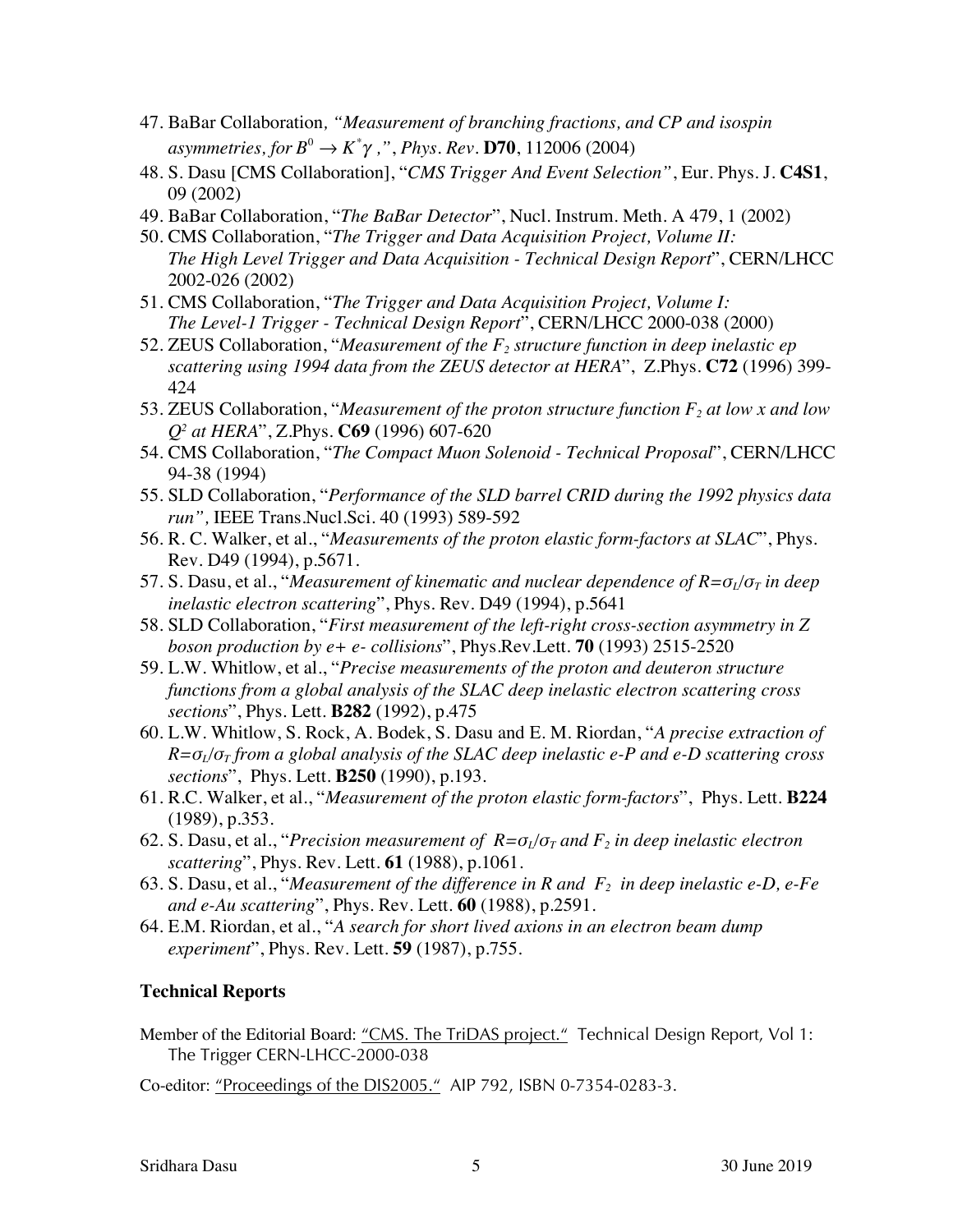47. BaBar Collaboration, *"Measurement of branching fractions, and CP and isospin asymmetries, for $B^0 \rightarrow K^* \gamma$ ,"*, *Phys. Rev.* **D70**, 112006 (2004)
48. S. Dasu [CMS Collaboration], "*CMS Trigger And Event Selection"*, Eur. Phys. J. **C4S1**, 09 (2002)
49. BaBar Collaboration, "*The BaBar Detector*", Nucl. Instrum. Meth. A 479, 1 (2002)
50. CMS Collaboration, "*The Trigger and Data Acquisition Project, Volume II: The High Level Trigger and Data Acquisition - Technical Design Report*", CERN/LHCC 2002-026 (2002)
51. CMS Collaboration, "*The Trigger and Data Acquisition Project, Volume I: The Level-1 Trigger - Technical Design Report*", CERN/LHCC 2000-038 (2000)
52. ZEUS Collaboration, "*Measurement of the $F_2$ structure function in deep inelastic ep scattering using 1994 data from the ZEUS detector at HERA*", Z.Phys. **C72** (1996) 399-424
53. ZEUS Collaboration, "*Measurement of the proton structure function $F_2$ at low x and low $Q^2$ at HERA*", Z.Phys. **C69** (1996) 607-620
54. CMS Collaboration, "*The Compact Muon Solenoid - Technical Proposal*", CERN/LHCC 94-38 (1994)
55. SLD Collaboration, "*Performance of the SLD barrel CRID during the 1992 physics data run",* IEEE Trans.Nucl.Sci. 40 (1993) 589-592
56. R. C. Walker, et al., "*Measurements of the proton elastic form-factors at SLAC*", Phys. Rev. D49 (1994), p.5671.
57. S. Dasu, et al., "*Measurement of kinematic and nuclear dependence of $R=\sigma_L/\sigma_T$ in deep inelastic electron scattering*", Phys. Rev. D49 (1994), p.5641
58. SLD Collaboration, "*First measurement of the left-right cross-section asymmetry in Z boson production by e+ e- collisions*", Phys.Rev.Lett. **70** (1993) 2515-2520
59. L.W. Whitlow, et al., "*Precise measurements of the proton and deuteron structure functions from a global analysis of the SLAC deep inelastic electron scattering cross sections*", Phys. Lett. **B282** (1992), p.475
60. L.W. Whitlow, S. Rock, A. Bodek, S. Dasu and E. M. Riordan, "*A precise extraction of $R=\sigma_L/\sigma_T$ from a global analysis of the SLAC deep inelastic e-P and e-D scattering cross sections*", Phys. Lett. **B250** (1990), p.193.
61. R.C. Walker, et al., "*Measurement of the proton elastic form-factors*", Phys. Lett. **B224** (1989), p.353.
62. S. Dasu, et al., "*Precision measurement of $R=\sigma_L/\sigma_T$ and $F_2$ in deep inelastic electron scattering*", Phys. Rev. Lett. **61** (1988), p.1061.
63. S. Dasu, et al., "*Measurement of the difference in R and $F_2$ in deep inelastic e-D, e-Fe and e-Au scattering*", Phys. Rev. Lett. **60** (1988), p.2591.
64. E.M. Riordan, et al., "*A search for short lived axions in an electron beam dump experiment*", Phys. Rev. Lett. **59** (1987), p.755.

### Technical Reports

Member of the Editorial Board: "CMS. The TriDAS project." Technical Design Report, Vol 1: The Trigger CERN-LHCC-2000-038

Co-editor: "Proceedings of the DIS2005." AIP 792, ISBN 0-7354-0283-3.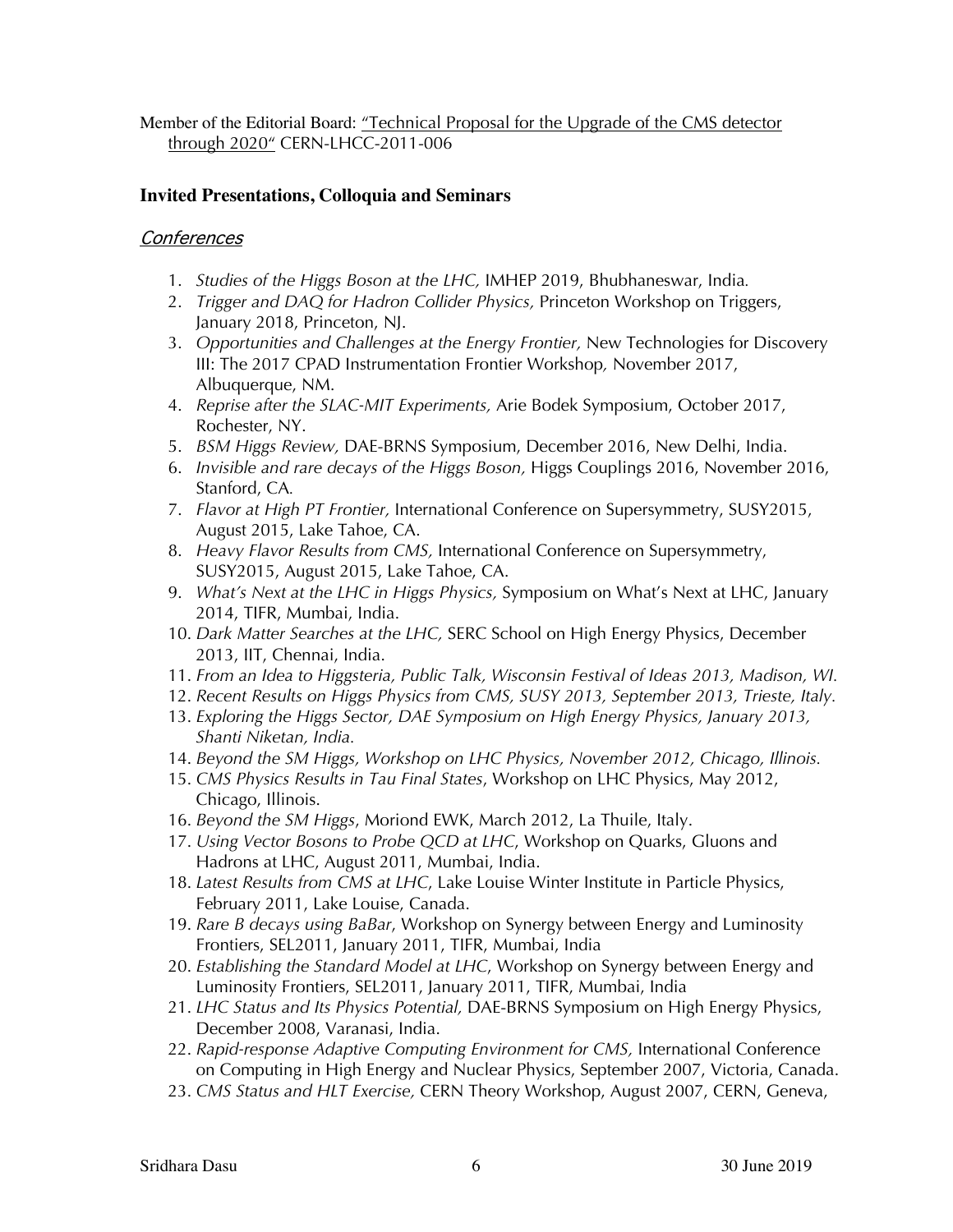Member of the Editorial Board: "Technical Proposal for the Upgrade of the CMS detector through 2020" CERN-LHCC-2011-006

## Invited Presentations, Colloquia and Seminars

### *Conferences*

1. *Studies of the Higgs Boson at the LHC,* IMHEP 2019, Bhubhaneswar, India.
2. *Trigger and DAQ for Hadron Collider Physics,* Princeton Workshop on Triggers, January 2018, Princeton, NJ.
3. *Opportunities and Challenges at the Energy Frontier,* New Technologies for Discovery III: The 2017 CPAD Instrumentation Frontier Workshop, November 2017, Albuquerque, NM.
4. *Reprise after the SLAC-MIT Experiments,* Arie Bodek Symposium, October 2017, Rochester, NY.
5. *BSM Higgs Review,* DAE-BRNS Symposium, December 2016, New Delhi, India.
6. *Invisible and rare decays of the Higgs Boson,* Higgs Couplings 2016, November 2016, Stanford, CA.
7. *Flavor at High PT Frontier,* International Conference on Supersymmetry, SUSY2015, August 2015, Lake Tahoe, CA.
8. *Heavy Flavor Results from CMS,* International Conference on Supersymmetry, SUSY2015, August 2015, Lake Tahoe, CA.
9. *What's Next at the LHC in Higgs Physics,* Symposium on What's Next at LHC, January 2014, TIFR, Mumbai, India.
10. *Dark Matter Searches at the LHC,* SERC School on High Energy Physics, December 2013, IIT, Chennai, India.
11. *From an Idea to Higgsteria, Public Talk, Wisconsin Festival of Ideas 2013, Madison, WI.*
12. *Recent Results on Higgs Physics from CMS, SUSY 2013, September 2013, Trieste, Italy.*
13. *Exploring the Higgs Sector, DAE Symposium on High Energy Physics, January 2013, Shanti Niketan, India.*
14. *Beyond the SM Higgs, Workshop on LHC Physics, November 2012, Chicago, Illinois.*
15. *CMS Physics Results in Tau Final States*, Workshop on LHC Physics, May 2012, Chicago, Illinois.
16. *Beyond the SM Higgs*, Moriond EWK, March 2012, La Thuile, Italy.
17. *Using Vector Bosons to Probe QCD at LHC*, Workshop on Quarks, Gluons and Hadrons at LHC, August 2011, Mumbai, India.
18. *Latest Results from CMS at LHC*, Lake Louise Winter Institute in Particle Physics, February 2011, Lake Louise, Canada.
19. *Rare B decays using BaBar*, Workshop on Synergy between Energy and Luminosity Frontiers, SEL2011, January 2011, TIFR, Mumbai, India
20. *Establishing the Standard Model at LHC*, Workshop on Synergy between Energy and Luminosity Frontiers, SEL2011, January 2011, TIFR, Mumbai, India
21. *LHC Status and Its Physics Potential,* DAE-BRNS Symposium on High Energy Physics, December 2008, Varanasi, India.
22. *Rapid-response Adaptive Computing Environment for CMS,* International Conference on Computing in High Energy and Nuclear Physics, September 2007, Victoria, Canada.
23. *CMS Status and HLT Exercise,* CERN Theory Workshop, August 2007, CERN, Geneva,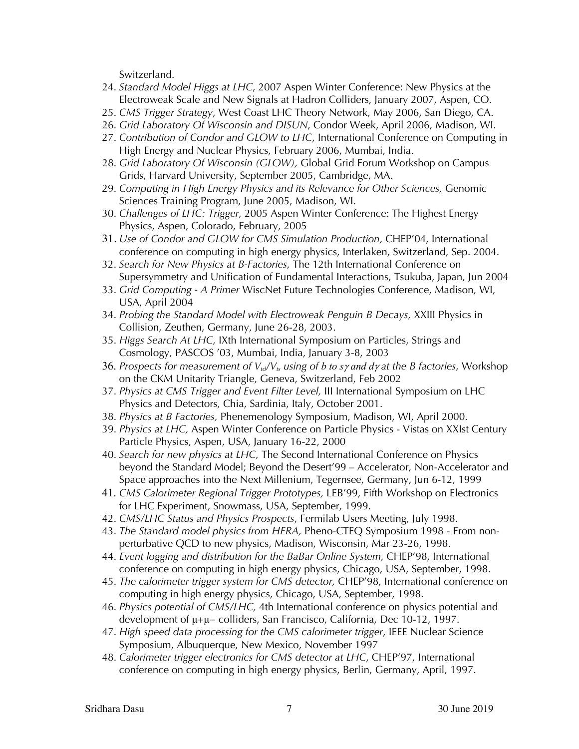Switzerland.

24. *Standard Model Higgs at LHC*, 2007 Aspen Winter Conference: New Physics at the Electroweak Scale and New Signals at Hadron Colliders, January 2007, Aspen, CO.
25. *CMS Trigger Strategy*, West Coast LHC Theory Network, May 2006, San Diego, CA.
26. *Grid Laboratory Of Wisconsin and DISUN*, Condor Week, April 2006, Madison, WI.
27. *Contribution of Condor and GLOW to LHC*, International Conference on Computing in High Energy and Nuclear Physics, February 2006, Mumbai, India.
28. *Grid Laboratory Of Wisconsin (GLOW),* Global Grid Forum Workshop on Campus Grids, Harvard University, September 2005, Cambridge, MA.
29. *Computing in High Energy Physics and its Relevance for Other Sciences,* Genomic Sciences Training Program, June 2005, Madison, WI.
30. *Challenges of LHC: Trigger,* 2005 Aspen Winter Conference: The Highest Energy Physics, Aspen, Colorado, February, 2005
31. *Use of Condor and GLOW for CMS Simulation Production,* CHEP'04, International conference on computing in high energy physics, Interlaken, Switzerland, Sep. 2004.
32. *Search for New Physics at B-Factories,* The 12th International Conference on Supersymmetry and Unification of Fundamental Interactions, Tsukuba, Japan, Jun 2004
33. *Grid Computing - A Primer* WiscNet Future Technologies Conference, Madison, WI, USA, April 2004
34. *Probing the Standard Model with Electroweak Penguin B Decays,* XXIII Physics in Collision, Zeuthen, Germany, June 26-28, 2003.
35. *Higgs Search At LHC,* IXth International Symposium on Particles, Strings and Cosmology, PASCOS '03, Mumbai, India, January 3-8, 2003
36. *Prospects for measurement of $V_{td}/V_{ts}$ using of $b$ to $s\gamma$ and $d\gamma$ at the B factories,* Workshop on the CKM Unitarity Triangle, Geneva, Switzerland, Feb 2002
37. *Physics at CMS Trigger and Event Filter Level,* III International Symposium on LHC Physics and Detectors, Chia, Sardinia, Italy, October 2001.
38. *Physics at B Factories,* Phenemenology Symposium, Madison, WI, April 2000.
39. *Physics at LHC,* Aspen Winter Conference on Particle Physics - Vistas on XXIst Century Particle Physics, Aspen, USA, January 16-22, 2000
40. *Search for new physics at LHC,* The Second International Conference on Physics beyond the Standard Model; Beyond the Desert'99 – Accelerator, Non-Accelerator and Space approaches into the Next Millenium, Tegernsee, Germany, Jun 6-12, 1999
41. *CMS Calorimeter Regional Trigger Prototypes,* LEB'99, Fifth Workshop on Electronics for LHC Experiment, Snowmass, USA, September, 1999.
42. *CMS/LHC Status and Physics Prospects*, Fermilab Users Meeting, July 1998.
43. *The Standard model physics from HERA,* Pheno-CTEQ Symposium 1998 - From non-perturbative QCD to new physics, Madison, Wisconsin, Mar 23-26, 1998.
44. *Event logging and distribution for the BaBar Online System,* CHEP'98, International conference on computing in high energy physics, Chicago, USA, September, 1998.
45. *The calorimeter trigger system for CMS detector,* CHEP'98, International conference on computing in high energy physics, Chicago, USA, September, 1998.
46. *Physics potential of CMS/LHC,* 4th International conference on physics potential and development of $\mu^+\mu^-$ colliders, San Francisco, California, Dec 10-12, 1997.
47. *High speed data processing for the CMS calorimeter trigger*, IEEE Nuclear Science Symposium, Albuquerque, New Mexico, November 1997
48. *Calorimeter trigger electronics for CMS detector at LHC*, CHEP'97, International conference on computing in high energy physics, Berlin, Germany, April, 1997.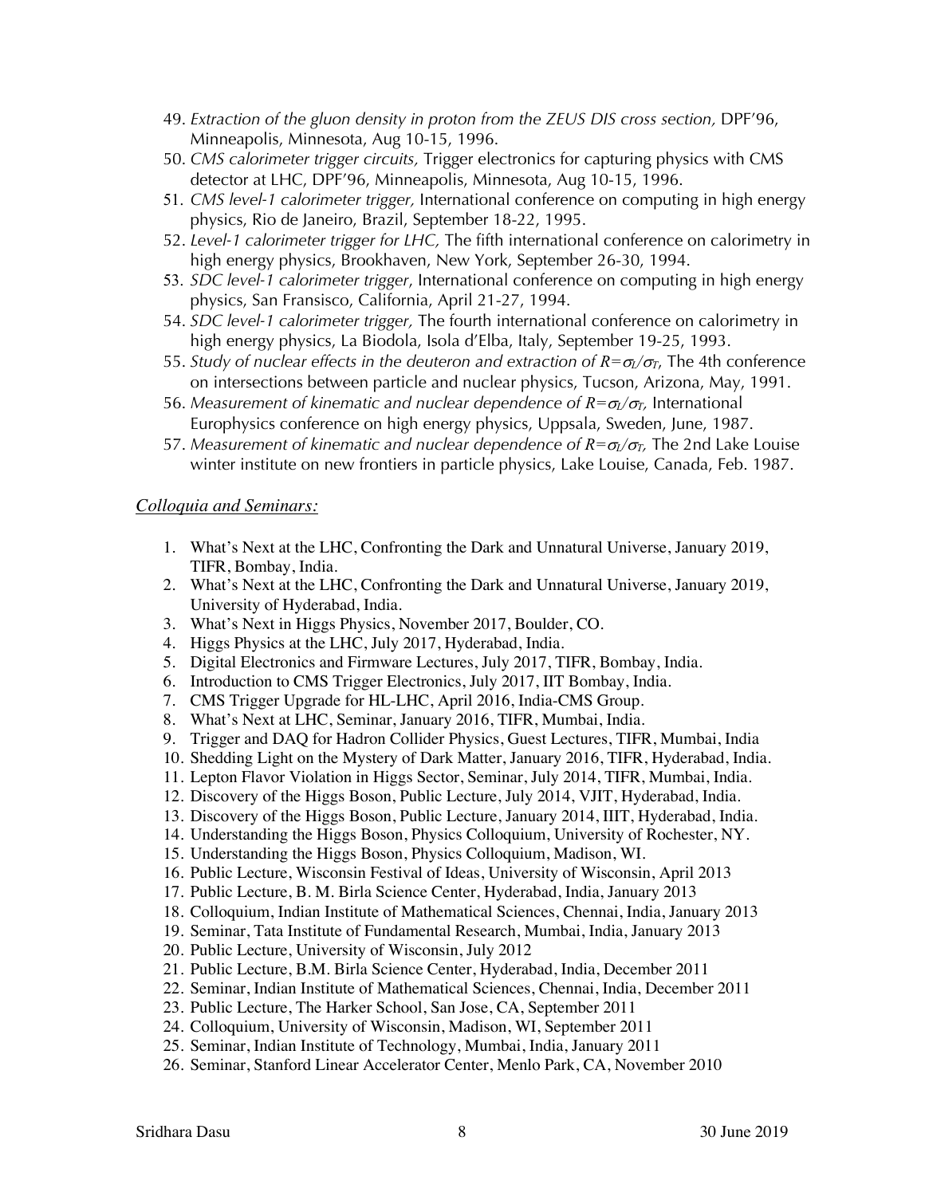49. *Extraction of the gluon density in proton from the ZEUS DIS cross section,* DPF'96, Minneapolis, Minnesota, Aug 10-15, 1996.
50. *CMS calorimeter trigger circuits,* Trigger electronics for capturing physics with CMS detector at LHC, DPF'96, Minneapolis, Minnesota, Aug 10-15, 1996.
51. *CMS level-1 calorimeter trigger,* International conference on computing in high energy physics, Rio de Janeiro, Brazil, September 18-22, 1995.
52. *Level-1 calorimeter trigger for LHC,* The fifth international conference on calorimetry in high energy physics, Brookhaven, New York, September 26-30, 1994.
53. *SDC level-1 calorimeter trigger*, International conference on computing in high energy physics, San Fransisco, California, April 21-27, 1994.
54. *SDC level-1 calorimeter trigger,* The fourth international conference on calorimetry in high energy physics, La Biodola, Isola d'Elba, Italy, September 19-25, 1993.
55. *Study of nuclear effects in the deuteron and extraction of $R=\sigma_L/\sigma_T$,* The 4th conference on intersections between particle and nuclear physics, Tucson, Arizona, May, 1991.
56. *Measurement of kinematic and nuclear dependence of $R=\sigma_L/\sigma_T$,* International Europhysics conference on high energy physics, Uppsala, Sweden, June, 1987.
57. *Measurement of kinematic and nuclear dependence of $R=\sigma_L/\sigma_T$,* The 2nd Lake Louise winter institute on new frontiers in particle physics, Lake Louise, Canada, Feb. 1987.

*Colloquia and Seminars:*

1. What's Next at the LHC, Confronting the Dark and Unnatural Universe, January 2019, TIFR, Bombay, India.
2. What's Next at the LHC, Confronting the Dark and Unnatural Universe, January 2019, University of Hyderabad, India.
3. What's Next in Higgs Physics, November 2017, Boulder, CO.
4. Higgs Physics at the LHC, July 2017, Hyderabad, India.
5. Digital Electronics and Firmware Lectures, July 2017, TIFR, Bombay, India.
6. Introduction to CMS Trigger Electronics, July 2017, IIT Bombay, India.
7. CMS Trigger Upgrade for HL-LHC, April 2016, India-CMS Group.
8. What's Next at LHC, Seminar, January 2016, TIFR, Mumbai, India.
9. Trigger and DAQ for Hadron Collider Physics, Guest Lectures, TIFR, Mumbai, India
10. Shedding Light on the Mystery of Dark Matter, January 2016, TIFR, Hyderabad, India.
11. Lepton Flavor Violation in Higgs Sector, Seminar, July 2014, TIFR, Mumbai, India.
12. Discovery of the Higgs Boson, Public Lecture, July 2014, VJIT, Hyderabad, India.
13. Discovery of the Higgs Boson, Public Lecture, January 2014, IIIT, Hyderabad, India.
14. Understanding the Higgs Boson, Physics Colloquium, University of Rochester, NY.
15. Understanding the Higgs Boson, Physics Colloquium, Madison, WI.
16. Public Lecture, Wisconsin Festival of Ideas, University of Wisconsin, April 2013
17. Public Lecture, B. M. Birla Science Center, Hyderabad, India, January 2013
18. Colloquium, Indian Institute of Mathematical Sciences, Chennai, India, January 2013
19. Seminar, Tata Institute of Fundamental Research, Mumbai, India, January 2013
20. Public Lecture, University of Wisconsin, July 2012
21. Public Lecture, B.M. Birla Science Center, Hyderabad, India, December 2011
22. Seminar, Indian Institute of Mathematical Sciences, Chennai, India, December 2011
23. Public Lecture, The Harker School, San Jose, CA, September 2011
24. Colloquium, University of Wisconsin, Madison, WI, September 2011
25. Seminar, Indian Institute of Technology, Mumbai, India, January 2011
26. Seminar, Stanford Linear Accelerator Center, Menlo Park, CA, November 2010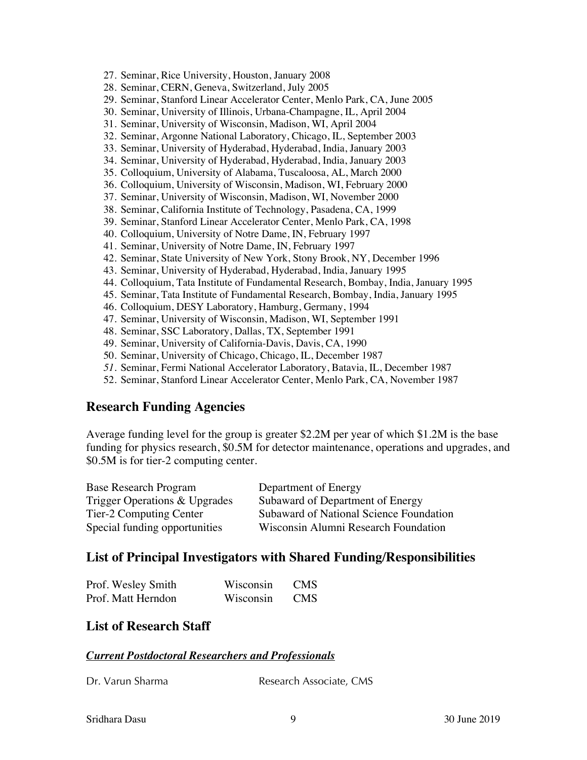27. Seminar, Rice University, Houston, January 2008
28. Seminar, CERN, Geneva, Switzerland, July 2005
29. Seminar, Stanford Linear Accelerator Center, Menlo Park, CA, June 2005
30. Seminar, University of Illinois, Urbana-Champagne, IL, April 2004
31. Seminar, University of Wisconsin, Madison, WI, April 2004
32. Seminar, Argonne National Laboratory, Chicago, IL, September 2003
33. Seminar, University of Hyderabad, Hyderabad, India, January 2003
34. Seminar, University of Hyderabad, Hyderabad, India, January 2003
35. Colloquium, University of Alabama, Tuscaloosa, AL, March 2000
36. Colloquium, University of Wisconsin, Madison, WI, February 2000
37. Seminar, University of Wisconsin, Madison, WI, November 2000
38. Seminar, California Institute of Technology, Pasadena, CA, 1999
39. Seminar, Stanford Linear Accelerator Center, Menlo Park, CA, 1998
40. Colloquium, University of Notre Dame, IN, February 1997
41. Seminar, University of Notre Dame, IN, February 1997
42. Seminar, State University of New York, Stony Brook, NY, December 1996
43. Seminar, University of Hyderabad, Hyderabad, India, January 1995
44. Colloquium, Tata Institute of Fundamental Research, Bombay, India, January 1995
45. Seminar, Tata Institute of Fundamental Research, Bombay, India, January 1995
46. Colloquium, DESY Laboratory, Hamburg, Germany, 1994
47. Seminar, University of Wisconsin, Madison, WI, September 1991
48. Seminar, SSC Laboratory, Dallas, TX, September 1991
49. Seminar, University of California-Davis, Davis, CA, 1990
50. Seminar, University of Chicago, Chicago, IL, December 1987
51. Seminar, Fermi National Accelerator Laboratory, Batavia, IL, December 1987
52. Seminar, Stanford Linear Accelerator Center, Menlo Park, CA, November 1987

## Research Funding Agencies

Average funding level for the group is greater $2.2M per year of which $1.2M is the base funding for physics research, $0.5M for detector maintenance, operations and upgrades, and $0.5M is for tier-2 computing center.

| | |
|---|---|
| Base Research Program | Department of Energy |
| Trigger Operations & Upgrades | Subaward of Department of Energy |
| Tier-2 Computing Center | Subaward of National Science Foundation |
| Special funding opportunities | Wisconsin Alumni Research Foundation |

## List of Principal Investigators with Shared Funding/Responsibilities

| | | |
|---|---|---|
| Prof. Wesley Smith | Wisconsin | CMS |
| Prof. Matt Herndon | Wisconsin | CMS |

## List of Research Staff

### ***Current Postdoctoral Researchers and Professionals***

| | |
|---|---|
| Dr. Varun Sharma | Research Associate, CMS |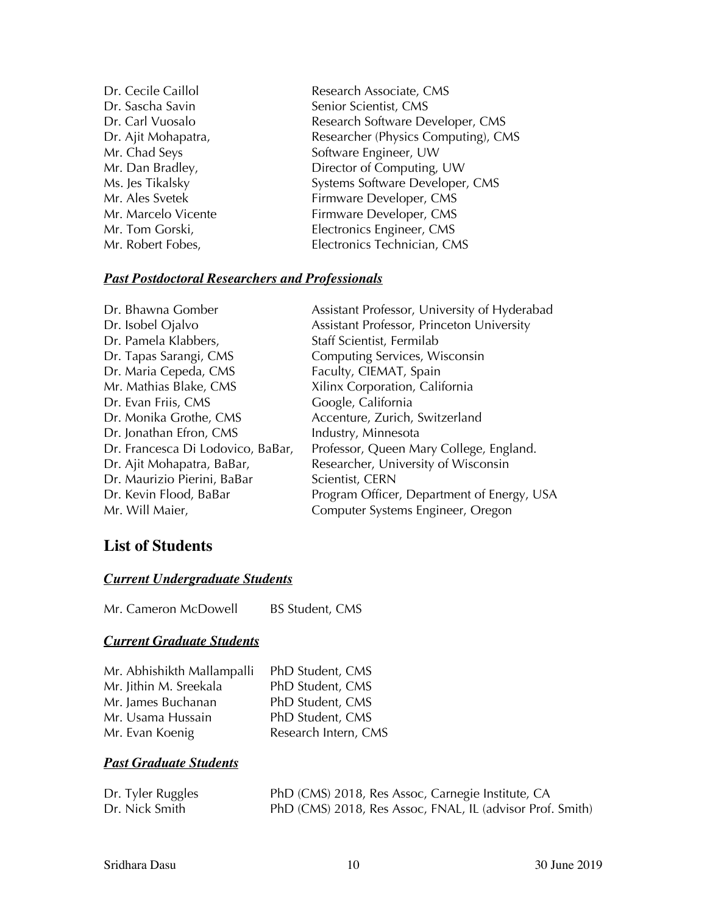| | |
|---|---|
| Dr. Cecile Caillol | Research Associate, CMS |
| Dr. Sascha Savin | Senior Scientist, CMS |
| Dr. Carl Vuosalo | Research Software Developer, CMS |
| Dr. Ajit Mohapatra, | Researcher (Physics Computing), CMS |
| Mr. Chad Seys | Software Engineer, UW |
| Mr. Dan Bradley, | Director of Computing, UW |
| Ms. Jes Tikalsky | Systems Software Developer, CMS |
| Mr. Ales Svetek | Firmware Developer, CMS |
| Mr. Marcelo Vicente | Firmware Developer, CMS |
| Mr. Tom Gorski, | Electronics Engineer, CMS |
| Mr. Robert Fobes, | Electronics Technician, CMS |

### ***Past Postdoctoral Researchers and Professionals***

| | |
|---|---|
| Dr. Bhawna Gomber | Assistant Professor, University of Hyderabad |
| Dr. Isobel Ojalvo | Assistant Professor, Princeton University |
| Dr. Pamela Klabbers, | Staff Scientist, Fermilab |
| Dr. Tapas Sarangi, CMS | Computing Services, Wisconsin |
| Dr. Maria Cepeda, CMS | Faculty, CIEMAT, Spain |
| Mr. Mathias Blake, CMS | Xilinx Corporation, California |
| Dr. Evan Friis, CMS | Google, California |
| Dr. Monika Grothe, CMS | Accenture, Zurich, Switzerland |
| Dr. Jonathan Efron, CMS | Industry, Minnesota |
| Dr. Francesca Di Lodovico, BaBar, | Professor, Queen Mary College, England. |
| Dr. Ajit Mohapatra, BaBar, | Researcher, University of Wisconsin |
| Dr. Maurizio Pierini, BaBar | Scientist, CERN |
| Dr. Kevin Flood, BaBar | Program Officer, Department of Energy, USA |
| Mr. Will Maier, | Computer Systems Engineer, Oregon |

## List of Students

### ***Current Undergraduate Students***

| | |
|---|---|
| Mr. Cameron McDowell | BS Student, CMS |

### ***Current Graduate Students***

| | |
|---|---|
| Mr. Abhishikth Mallampalli | PhD Student, CMS |
| Mr. Jithin M. Sreekala | PhD Student, CMS |
| Mr. James Buchanan | PhD Student, CMS |
| Mr. Usama Hussain | PhD Student, CMS |
| Mr. Evan Koenig | Research Intern, CMS |

### ***Past Graduate Students***

| | |
|---|---|
| Dr. Tyler Ruggles | PhD (CMS) 2018, Res Assoc, Carnegie Institute, CA |
| Dr. Nick Smith | PhD (CMS) 2018, Res Assoc, FNAL, IL (advisor Prof. Smith) |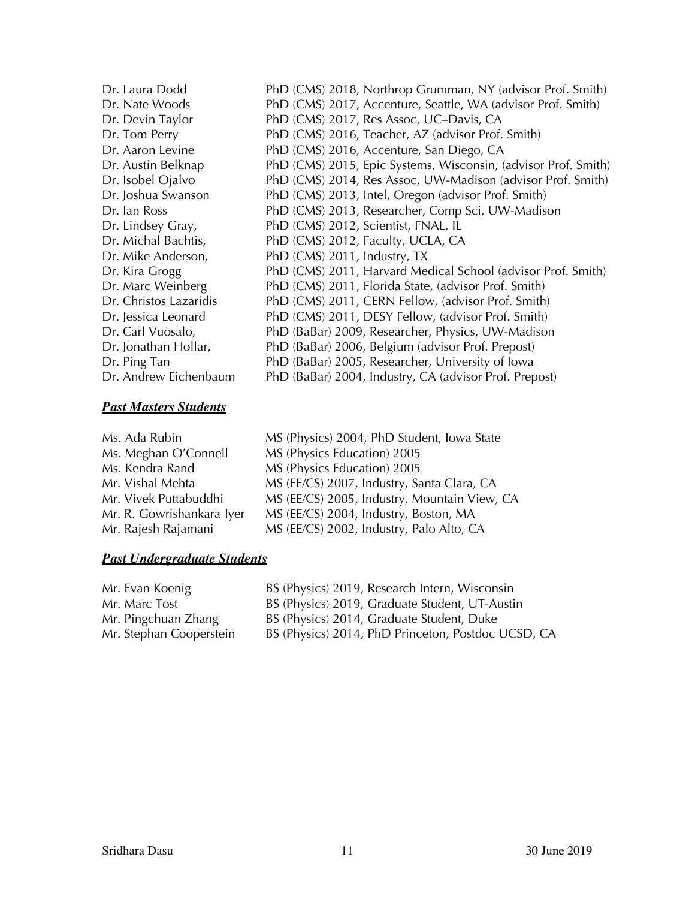| | |
|---|---|
| Dr. Laura Dodd | PhD (CMS) 2018, Northrop Grumman, NY (advisor Prof. Smith) |
| Dr. Nate Woods | PhD (CMS) 2017, Accenture, Seattle, WA (advisor Prof. Smith) |
| Dr. Devin Taylor | PhD (CMS) 2017, Res Assoc, UC–Davis, CA |
| Dr. Tom Perry | PhD (CMS) 2016, Teacher, AZ (advisor Prof. Smith) |
| Dr. Aaron Levine | PhD (CMS) 2016, Accenture, San Diego, CA |
| Dr. Austin Belknap | PhD (CMS) 2015, Epic Systems, Wisconsin, (advisor Prof. Smith) |
| Dr. Isobel Ojalvo | PhD (CMS) 2014, Res Assoc, UW-Madison (advisor Prof. Smith) |
| Dr. Joshua Swanson | PhD (CMS) 2013, Intel, Oregon (advisor Prof. Smith) |
| Dr. Ian Ross | PhD (CMS) 2013, Researcher, Comp Sci, UW-Madison |
| Dr. Lindsey Gray, | PhD (CMS) 2012, Scientist, FNAL, IL |
| Dr. Michal Bachtis, | PhD (CMS) 2012, Faculty, UCLA, CA |
| Dr. Mike Anderson, | PhD (CMS) 2011, Industry, TX |
| Dr. Kira Grogg | PhD (CMS) 2011, Harvard Medical School (advisor Prof. Smith) |
| Dr. Marc Weinberg | PhD (CMS) 2011, Florida State, (advisor Prof. Smith) |
| Dr. Christos Lazaridis | PhD (CMS) 2011, CERN Fellow, (advisor Prof. Smith) |
| Dr. Jessica Leonard | PhD (CMS) 2011, DESY Fellow, (advisor Prof. Smith) |
| Dr. Carl Vuosalo, | PhD (BaBar) 2009, Researcher, Physics, UW-Madison |
| Dr. Jonathan Hollar, | PhD (BaBar) 2006, Belgium (advisor Prof. Prepost) |
| Dr. Ping Tan | PhD (BaBar) 2005, Researcher, University of Iowa |
| Dr. Andrew Eichenbaum | PhD (BaBar) 2004, Industry, CA (advisor Prof. Prepost) |

### ***Past Masters Students***

| | |
|---|---|
| Ms. Ada Rubin | MS (Physics) 2004, PhD Student, Iowa State |
| Ms. Meghan O'Connell | MS (Physics Education) 2005 |
| Ms. Kendra Rand | MS (Physics Education) 2005 |
| Mr. Vishal Mehta | MS (EE/CS) 2007, Industry, Santa Clara, CA |
| Mr. Vivek Puttabuddhi | MS (EE/CS) 2005, Industry, Mountain View, CA |
| Mr. R. Gowrishankara Iyer | MS (EE/CS) 2004, Industry, Boston, MA |
| Mr. Rajesh Rajamani | MS (EE/CS) 2002, Industry, Palo Alto, CA |

### ***Past Undergraduate Students***

| | |
|---|---|
| Mr. Evan Koenig | BS (Physics) 2019, Research Intern, Wisconsin |
| Mr. Marc Tost | BS (Physics) 2019, Graduate Student, UT-Austin |
| Mr. Pingchuan Zhang | BS (Physics) 2014, Graduate Student, Duke |
| Mr. Stephan Cooperstein | BS (Physics) 2014, PhD Princeton, Postdoc UCSD, CA |